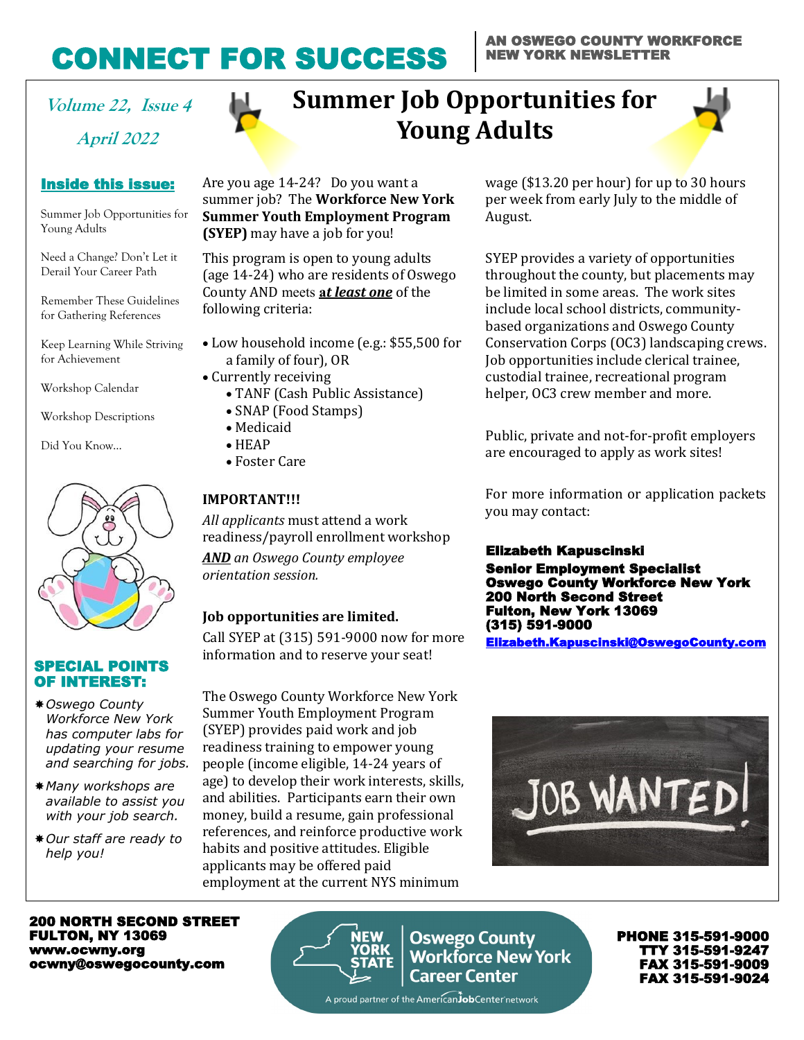# CONNECT FOR SUCCESS

AN OSWEGO COUNTY WORKFORCE NEW YORK NEWSLETTER

*Volume 22, Issue 4*

*April 2022*

## Inside this issue:

- Summer Job Opportunities for Young Adults
- Need a Change? Don't Let it Derail Your Career Path
- Remember These Guidelines for Gathering References
- Keep Learning While Striving for Achievement
- Workshop Calendar
- Workshop Descriptions
- Did You Know...

## SPECIAL POINTS OF INTEREST:

- *Oswego County Workforce New York has computer labs for updating your resume and searching for jobs.*
- *Many workshops are available to assist you with your job search.*
- *Our staff are ready to help you!*

# Summer Job Opportunities for Young Adults

Are you age 14-24? Do you want a summer job? The **Workforce New York Summer Youth Employment Program (SYEP)** may have a job for you!

This program is open to young adults (age 14-24) who are residents of Oswego County AND meets ***at least one*** of the following criteria:

- Low household income (e.g.: $55,500 for a family of four), OR
- Currently receiving
  - TANF (Cash Public Assistance)
  - SNAP (Food Stamps)
  - Medicaid
  - HEAP
  - Foster Care

**IMPORTANT!!!**

*All applicants* must attend a work readiness/payroll enrollment workshop ***AND*** *an Oswego County employee orientation session.*

**Job opportunities are limited.**

Call SYEP at (315) 591-9000 now for more information and to reserve your seat!

The Oswego County Workforce New York Summer Youth Employment Program (SYEP) provides paid work and job readiness training to empower young people (income eligible, 14-24 years of age) to develop their work interests, skills, and abilities. Participants earn their own money, build a resume, gain professional references, and reinforce productive work habits and positive attitudes. Eligible applicants may be offered paid employment at the current NYS minimum wage ($13.20 per hour) for up to 30 hours per week from early July to the middle of August.

SYEP provides a variety of opportunities throughout the county, but placements may be limited in some areas. The work sites include local school districts, community-based organizations and Oswego County Conservation Corps (OC3) landscaping crews. Job opportunities include clerical trainee, custodial trainee, recreational program helper, OC3 crew member and more.

Public, private and not-for-profit employers are encouraged to apply as work sites!

For more information or application packets you may contact:

**Elizabeth Kapuscinski**
**Senior Employment Specialist**
**Oswego County Workforce New York**
**200 North Second Street**
**Fulton, New York 13069**
**(315) 591-9000**
**Elizabeth.Kapuscinski@OswegoCounty.com**

**200 NORTH SECOND STREET**
**FULTON, NY 13069**
**www.ocwny.org**
**ocwny@oswegocounty.com**

Oswego County Workforce New York Career Center
A proud partner of the AmericanJobCenter network

**PHONE 315-591-9000**
**TTY 315-591-9247**
**FAX 315-591-9009**
**FAX 315-591-9024**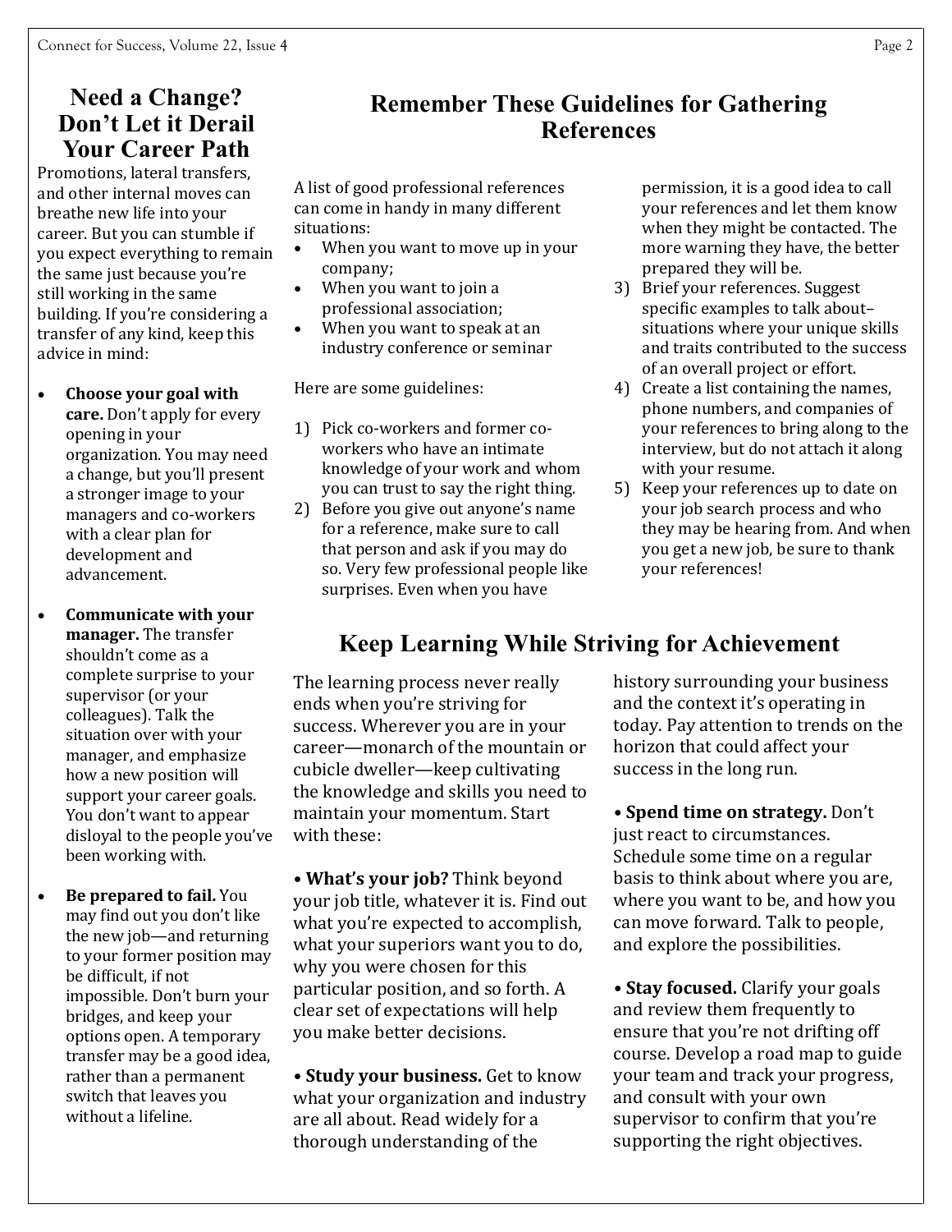## Need a Change? Don't Let it Derail Your Career Path

Promotions, lateral transfers, and other internal moves can breathe new life into your career. But you can stumble if you expect everything to remain the same just because you're still working in the same building. If you're considering a transfer of any kind, keep this advice in mind:

- **Choose your goal with care.** Don't apply for every opening in your organization. You may need a change, but you'll present a stronger image to your managers and co-workers with a clear plan for development and advancement.
- **Communicate with your manager.** The transfer shouldn't come as a complete surprise to your supervisor (or your colleagues). Talk the situation over with your manager, and emphasize how a new position will support your career goals. You don't want to appear disloyal to the people you've been working with.
- **Be prepared to fail.** You may find out you don't like the new job—and returning to your former position may be difficult, if not impossible. Don't burn your bridges, and keep your options open. A temporary transfer may be a good idea, rather than a permanent switch that leaves you without a lifeline.

## Remember These Guidelines for Gathering References

A list of good professional references can come in handy in many different situations:

- When you want to move up in your company;
- When you want to join a professional association;
- When you want to speak at an industry conference or seminar

Here are some guidelines:

1) Pick co-workers and former co-workers who have an intimate knowledge of your work and whom you can trust to say the right thing.
2) Before you give out anyone's name for a reference, make sure to call that person and ask if you may do so. Very few professional people like surprises. Even when you have permission, it is a good idea to call your references and let them know when they might be contacted. The more warning they have, the better prepared they will be.
3) Brief your references. Suggest specific examples to talk about–situations where your unique skills and traits contributed to the success of an overall project or effort.
4) Create a list containing the names, phone numbers, and companies of your references to bring along to the interview, but do not attach it along with your resume.
5) Keep your references up to date on your job search process and who they may be hearing from. And when you get a new job, be sure to thank your references!

## Keep Learning While Striving for Achievement

The learning process never really ends when you're striving for success. Wherever you are in your career—monarch of the mountain or cubicle dweller—keep cultivating the knowledge and skills you need to maintain your momentum. Start with these:

• **What's your job?** Think beyond your job title, whatever it is. Find out what you're expected to accomplish, what your superiors want you to do, why you were chosen for this particular position, and so forth. A clear set of expectations will help you make better decisions.

• **Study your business.** Get to know what your organization and industry are all about. Read widely for a thorough understanding of the history surrounding your business and the context it's operating in today. Pay attention to trends on the horizon that could affect your success in the long run.

• **Spend time on strategy.** Don't just react to circumstances. Schedule some time on a regular basis to think about where you are, where you want to be, and how you can move forward. Talk to people, and explore the possibilities.

• **Stay focused.** Clarify your goals and review them frequently to ensure that you're not drifting off course. Develop a road map to guide your team and track your progress, and consult with your own supervisor to confirm that you're supporting the right objectives.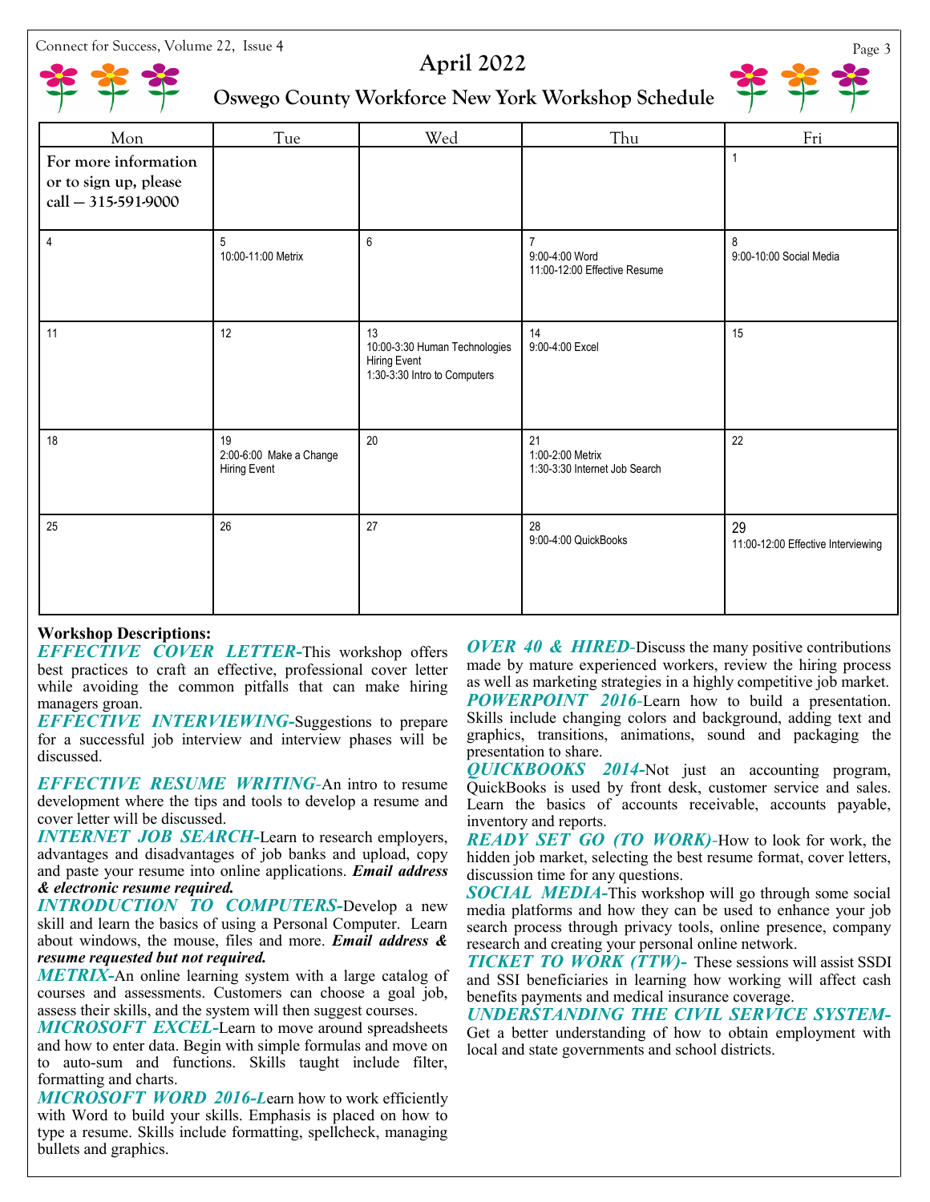# April 2022

## Oswego County Workforce New York Workshop Schedule

| Mon | Tue | Wed | Thu | Fri |
|---|---|---|---|---|
| For more information or to sign up, please call — 315-591-9000 | | | | 1 |
| 4 | 5<br>10:00-11:00 Metrix | 6 | 7<br>9:00-4:00 Word<br>11:00-12:00 Effective Resume | 8<br>9:00-10:00 Social Media |
| 11 | 12 | 13<br>10:00-3:30 Human Technologies Hiring Event<br>1:30-3:30 Intro to Computers | 14<br>9:00-4:00 Excel | 15 |
| 18 | 19<br>2:00-6:00 Make a Change Hiring Event | 20 | 21<br>1:00-2:00 Metrix<br>1:30-3:30 Internet Job Search | 22 |
| 25 | 26 | 27 | 28<br>9:00-4:00 QuickBooks | 29<br>11:00-12:00 Effective Interviewing |

**Workshop Descriptions:**

***EFFECTIVE COVER LETTER***-This workshop offers best practices to craft an effective, professional cover letter while avoiding the common pitfalls that can make hiring managers groan.

***EFFECTIVE INTERVIEWING***-Suggestions to prepare for a successful job interview and interview phases will be discussed.

***EFFECTIVE RESUME WRITING***-An intro to resume development where the tips and tools to develop a resume and cover letter will be discussed.

***INTERNET JOB SEARCH***-Learn to research employers, advantages and disadvantages of job banks and upload, copy and paste your resume into online applications. ***Email address & electronic resume required.***

***INTRODUCTION TO COMPUTERS***-Develop a new skill and learn the basics of using a Personal Computer. Learn about windows, the mouse, files and more. ***Email address & resume requested but not required.***

***METRIX***-An online learning system with a large catalog of courses and assessments. Customers can choose a goal job, assess their skills, and the system will then suggest courses.

***MICROSOFT EXCEL***-Learn to move around spreadsheets and how to enter data. Begin with simple formulas and move on to auto-sum and functions. Skills taught include filter, formatting and charts.

***MICROSOFT WORD 2016***-Learn how to work efficiently with Word to build your skills. Emphasis is placed on how to type a resume. Skills include formatting, spellcheck, managing bullets and graphics.

***OVER 40 & HIRED***-Discuss the many positive contributions made by mature experienced workers, review the hiring process as well as marketing strategies in a highly competitive job market.

***POWERPOINT 2016***-Learn how to build a presentation. Skills include changing colors and background, adding text and graphics, transitions, animations, sound and packaging the presentation to share.

***QUICKBOOKS 2014***-Not just an accounting program, QuickBooks is used by front desk, customer service and sales. Learn the basics of accounts receivable, accounts payable, inventory and reports.

***READY SET GO (TO WORK)***-How to look for work, the hidden job market, selecting the best resume format, cover letters, discussion time for any questions.

***SOCIAL MEDIA***-This workshop will go through some social media platforms and how they can be used to enhance your job search process through privacy tools, online presence, company research and creating your personal online network.

***TICKET TO WORK (TTW)***- These sessions will assist SSDI and SSI beneficiaries in learning how working will affect cash benefits payments and medical insurance coverage.

***UNDERSTANDING THE CIVIL SERVICE SYSTEM***-Get a better understanding of how to obtain employment with local and state governments and school districts.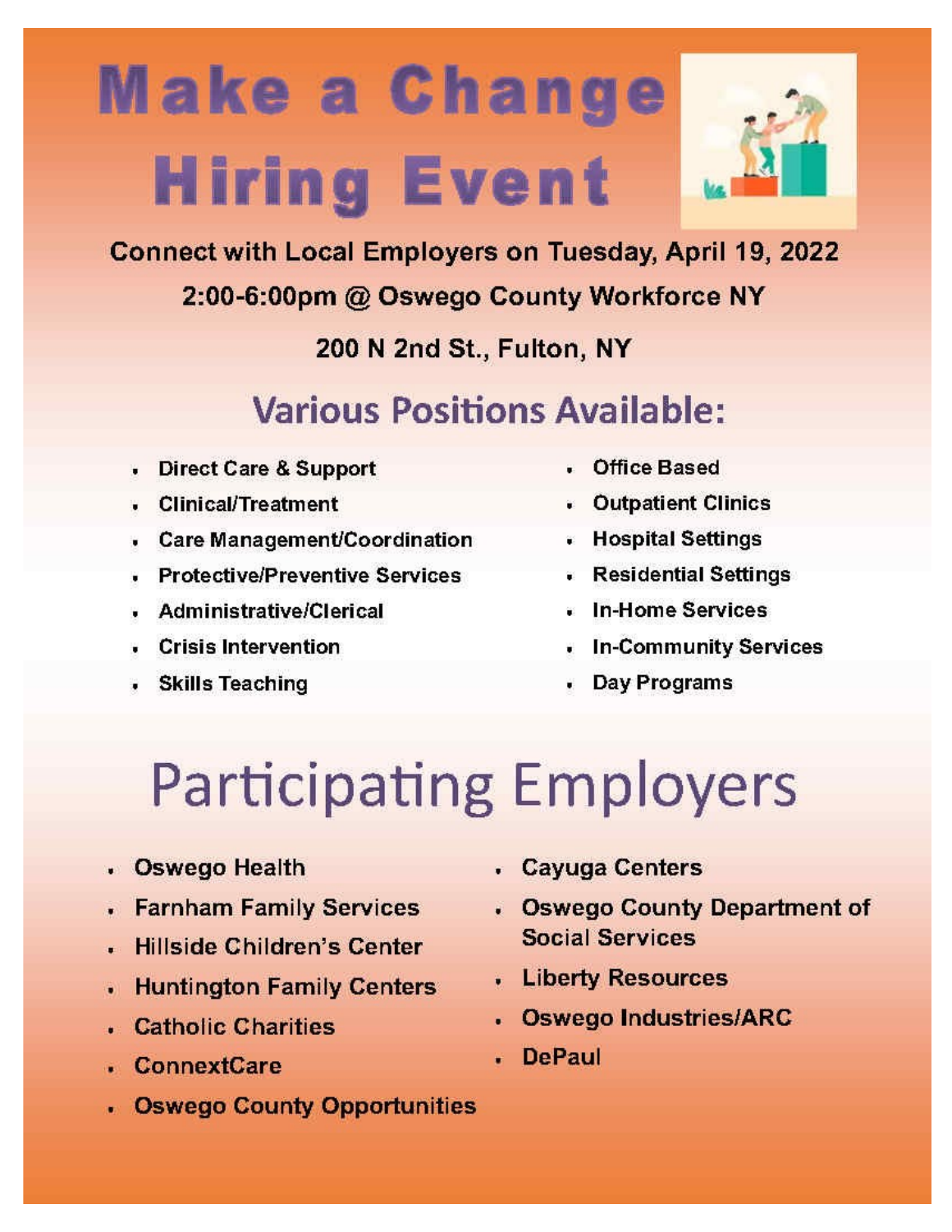# Make a Change Hiring Event

**Connect with Local Employers on Tuesday, April 19, 2022**

**2:00-6:00pm @ Oswego County Workforce NY**

**200 N 2nd St., Fulton, NY**

## Various Positions Available:

- Direct Care & Support
- Clinical/Treatment
- Care Management/Coordination
- Protective/Preventive Services
- Administrative/Clerical
- Crisis Intervention
- Skills Teaching
- Office Based
- Outpatient Clinics
- Hospital Settings
- Residential Settings
- In-Home Services
- In-Community Services
- Day Programs

# Participating Employers

- Oswego Health
- Farnham Family Services
- Hillside Children's Center
- Huntington Family Centers
- Catholic Charities
- ConnextCare
- Oswego County Opportunities
- Cayuga Centers
- Oswego County Department of Social Services
- Liberty Resources
- Oswego Industries/ARC
- DePaul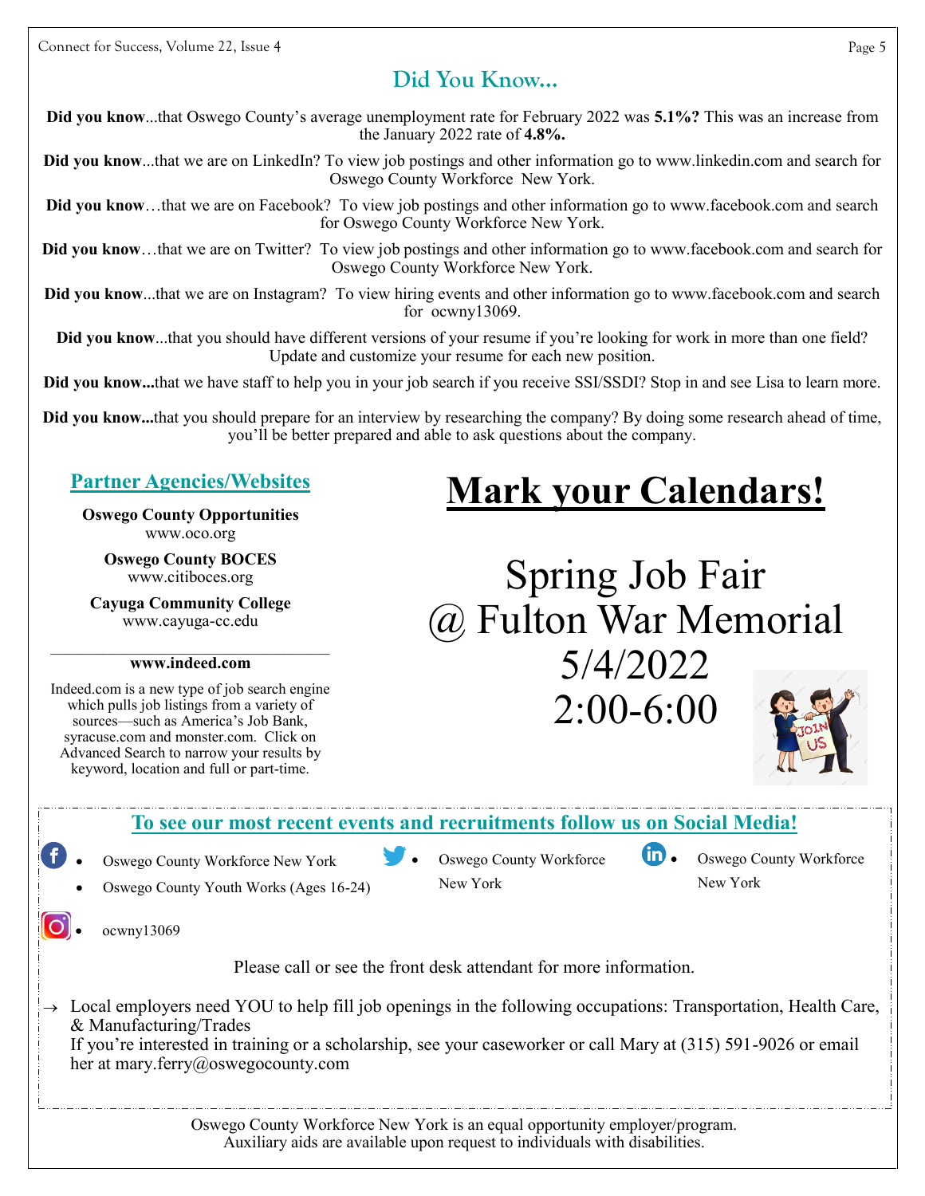## Did You Know...

**Did you know**...that Oswego County's average unemployment rate for February 2022 was **5.1%?** This was an increase from the January 2022 rate of **4.8%.**

**Did you know**...that we are on LinkedIn? To view job postings and other information go to www.linkedin.com and search for Oswego County Workforce New York.

**Did you know**…that we are on Facebook? To view job postings and other information go to www.facebook.com and search for Oswego County Workforce New York.

**Did you know**…that we are on Twitter? To view job postings and other information go to www.facebook.com and search for Oswego County Workforce New York.

**Did you know**...that we are on Instagram? To view hiring events and other information go to www.facebook.com and search for ocwny13069.

**Did you know**...that you should have different versions of your resume if you're looking for work in more than one field? Update and customize your resume for each new position.

**Did you know...**that we have staff to help you in your job search if you receive SSI/SSDI? Stop in and see Lisa to learn more.

**Did you know...**that you should prepare for an interview by researching the company? By doing some research ahead of time, you'll be better prepared and able to ask questions about the company.

### Partner Agencies/Websites

**Oswego County Opportunities**
www.oco.org

**Oswego County BOCES**
www.citiboces.org

**Cayuga Community College**
www.cayuga-cc.edu

**www.indeed.com**

Indeed.com is a new type of job search engine which pulls job listings from a variety of sources—such as America's Job Bank, syracuse.com and monster.com. Click on Advanced Search to narrow your results by keyword, location and full or part-time.

# Mark your Calendars!

Spring Job Fair
@ Fulton War Memorial
5/4/2022
2:00-6:00

### To see our most recent events and recruitments follow us on Social Media!

- Oswego County Workforce New York
- Oswego County Youth Works (Ages 16-24)
- Oswego County Workforce New York
- Oswego County Workforce New York
- ocwny13069

Please call or see the front desk attendant for more information.

→ Local employers need YOU to help fill job openings in the following occupations: Transportation, Health Care, & Manufacturing/Trades
If you're interested in training or a scholarship, see your caseworker or call Mary at (315) 591-9026 or email her at mary.ferry@oswegocounty.com

Oswego County Workforce New York is an equal opportunity employer/program.
Auxiliary aids are available upon request to individuals with disabilities.